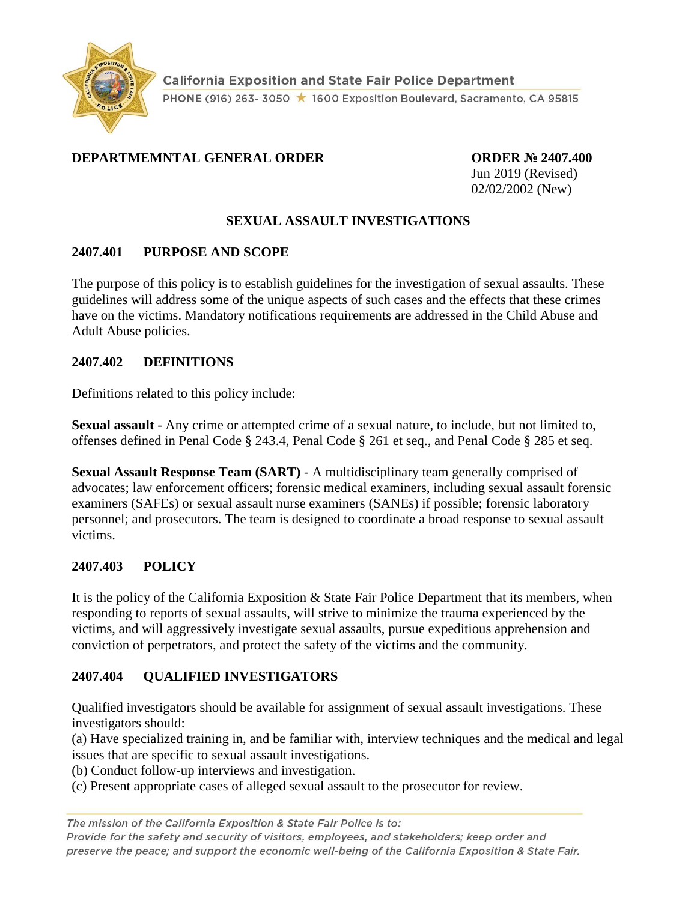**California Exposition and State Fair Police Department**
PHONE (916) 263- 3050 ★ 1600 Exposition Boulevard, Sacramento, CA 95815

**DEPARTMEMNTAL GENERAL ORDER**

**ORDER № 2407.400**
Jun 2019 (Revised)
02/02/2002 (New)

# SEXUAL ASSAULT INVESTIGATIONS

## 2407.401 PURPOSE AND SCOPE

The purpose of this policy is to establish guidelines for the investigation of sexual assaults. These guidelines will address some of the unique aspects of such cases and the effects that these crimes have on the victims. Mandatory notifications requirements are addressed in the Child Abuse and Adult Abuse policies.

## 2407.402 DEFINITIONS

Definitions related to this policy include:

**Sexual assault** - Any crime or attempted crime of a sexual nature, to include, but not limited to, offenses defined in Penal Code § 243.4, Penal Code § 261 et seq., and Penal Code § 285 et seq.

**Sexual Assault Response Team (SART)** - A multidisciplinary team generally comprised of advocates; law enforcement officers; forensic medical examiners, including sexual assault forensic examiners (SAFEs) or sexual assault nurse examiners (SANEs) if possible; forensic laboratory personnel; and prosecutors. The team is designed to coordinate a broad response to sexual assault victims.

## 2407.403 POLICY

It is the policy of the California Exposition & State Fair Police Department that its members, when responding to reports of sexual assaults, will strive to minimize the trauma experienced by the victims, and will aggressively investigate sexual assaults, pursue expeditious apprehension and conviction of perpetrators, and protect the safety of the victims and the community.

## 2407.404 QUALIFIED INVESTIGATORS

Qualified investigators should be available for assignment of sexual assault investigations. These investigators should:

(a) Have specialized training in, and be familiar with, interview techniques and the medical and legal issues that are specific to sexual assault investigations.
(b) Conduct follow-up interviews and investigation.
(c) Present appropriate cases of alleged sexual assault to the prosecutor for review.

*The mission of the California Exposition & State Fair Police is to:*
*Provide for the safety and security of visitors, employees, and stakeholders; keep order and preserve the peace; and support the economic well-being of the California Exposition & State Fair.*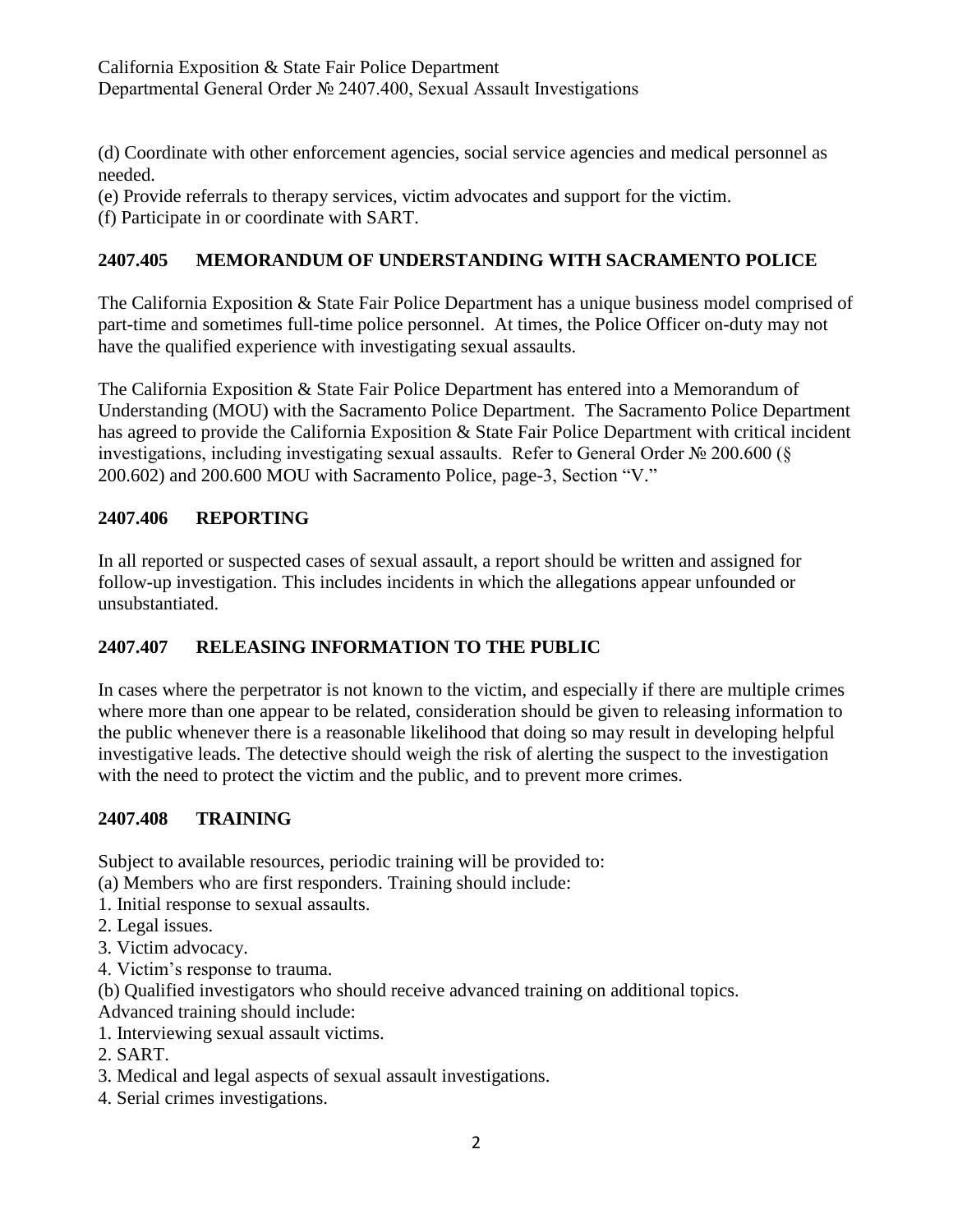(d) Coordinate with other enforcement agencies, social service agencies and medical personnel as needed.
(e) Provide referrals to therapy services, victim advocates and support for the victim.
(f) Participate in or coordinate with SART.

## 2407.405 MEMORANDUM OF UNDERSTANDING WITH SACRAMENTO POLICE

The California Exposition & State Fair Police Department has a unique business model comprised of part-time and sometimes full-time police personnel. At times, the Police Officer on-duty may not have the qualified experience with investigating sexual assaults.

The California Exposition & State Fair Police Department has entered into a Memorandum of Understanding (MOU) with the Sacramento Police Department. The Sacramento Police Department has agreed to provide the California Exposition & State Fair Police Department with critical incident investigations, including investigating sexual assaults. Refer to General Order № 200.600 (§ 200.602) and 200.600 MOU with Sacramento Police, page-3, Section "V."

## 2407.406 REPORTING

In all reported or suspected cases of sexual assault, a report should be written and assigned for follow-up investigation. This includes incidents in which the allegations appear unfounded or unsubstantiated.

## 2407.407 RELEASING INFORMATION TO THE PUBLIC

In cases where the perpetrator is not known to the victim, and especially if there are multiple crimes where more than one appear to be related, consideration should be given to releasing information to the public whenever there is a reasonable likelihood that doing so may result in developing helpful investigative leads. The detective should weigh the risk of alerting the suspect to the investigation with the need to protect the victim and the public, and to prevent more crimes.

## 2407.408 TRAINING

Subject to available resources, periodic training will be provided to:
(a) Members who are first responders. Training should include:
1. Initial response to sexual assaults.
2. Legal issues.
3. Victim advocacy.
4. Victim's response to trauma.
(b) Qualified investigators who should receive advanced training on additional topics.
Advanced training should include:
1. Interviewing sexual assault victims.
2. SART.
3. Medical and legal aspects of sexual assault investigations.
4. Serial crimes investigations.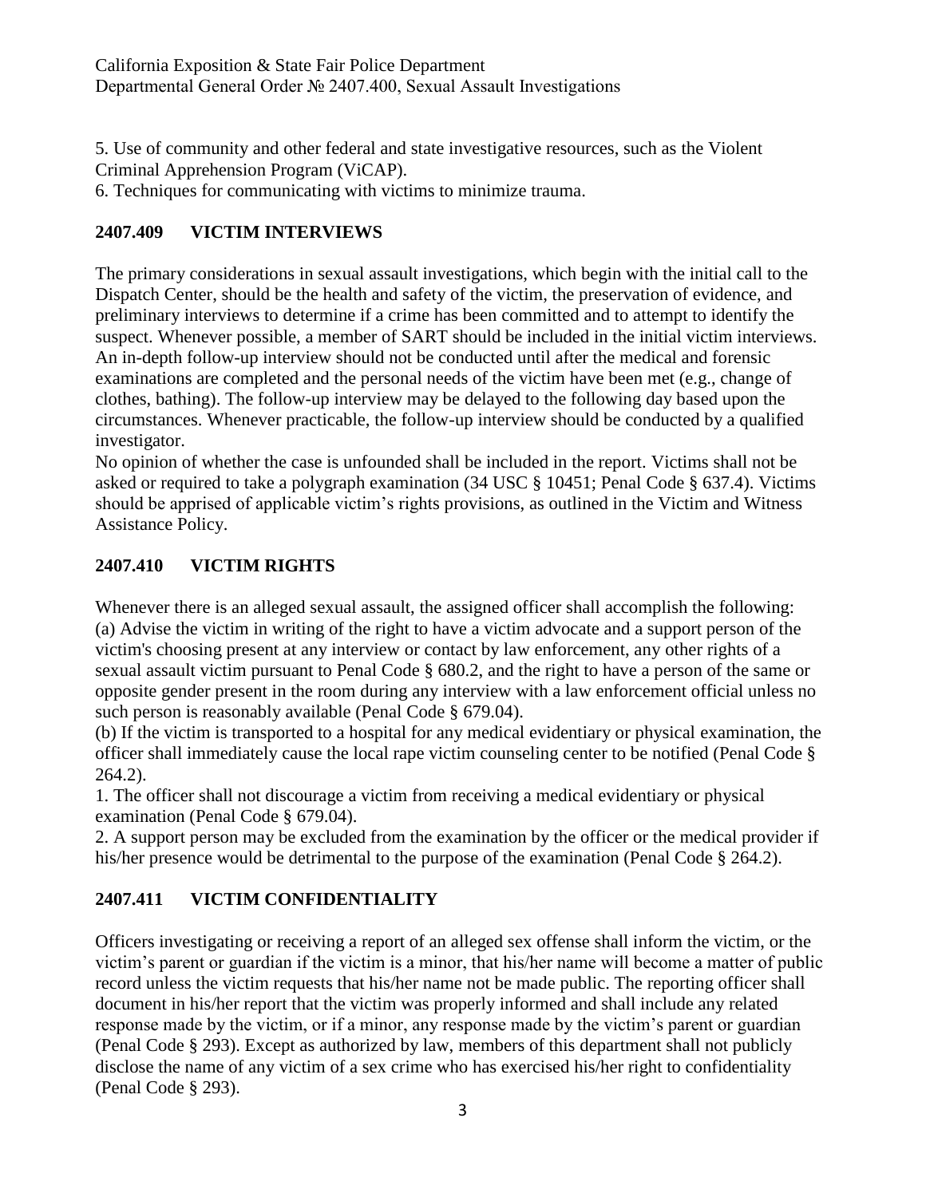5. Use of community and other federal and state investigative resources, such as the Violent Criminal Apprehension Program (ViCAP).
6. Techniques for communicating with victims to minimize trauma.

## 2407.409 VICTIM INTERVIEWS

The primary considerations in sexual assault investigations, which begin with the initial call to the Dispatch Center, should be the health and safety of the victim, the preservation of evidence, and preliminary interviews to determine if a crime has been committed and to attempt to identify the suspect. Whenever possible, a member of SART should be included in the initial victim interviews. An in-depth follow-up interview should not be conducted until after the medical and forensic examinations are completed and the personal needs of the victim have been met (e.g., change of clothes, bathing). The follow-up interview may be delayed to the following day based upon the circumstances. Whenever practicable, the follow-up interview should be conducted by a qualified investigator.

No opinion of whether the case is unfounded shall be included in the report. Victims shall not be asked or required to take a polygraph examination (34 USC § 10451; Penal Code § 637.4). Victims should be apprised of applicable victim's rights provisions, as outlined in the Victim and Witness Assistance Policy.

## 2407.410 VICTIM RIGHTS

Whenever there is an alleged sexual assault, the assigned officer shall accomplish the following:

(a) Advise the victim in writing of the right to have a victim advocate and a support person of the victim's choosing present at any interview or contact by law enforcement, any other rights of a sexual assault victim pursuant to Penal Code § 680.2, and the right to have a person of the same or opposite gender present in the room during any interview with a law enforcement official unless no such person is reasonably available (Penal Code § 679.04).

(b) If the victim is transported to a hospital for any medical evidentiary or physical examination, the officer shall immediately cause the local rape victim counseling center to be notified (Penal Code § 264.2).

1. The officer shall not discourage a victim from receiving a medical evidentiary or physical examination (Penal Code § 679.04).
2. A support person may be excluded from the examination by the officer or the medical provider if his/her presence would be detrimental to the purpose of the examination (Penal Code § 264.2).

## 2407.411 VICTIM CONFIDENTIALITY

Officers investigating or receiving a report of an alleged sex offense shall inform the victim, or the victim's parent or guardian if the victim is a minor, that his/her name will become a matter of public record unless the victim requests that his/her name not be made public. The reporting officer shall document in his/her report that the victim was properly informed and shall include any related response made by the victim, or if a minor, any response made by the victim's parent or guardian (Penal Code § 293). Except as authorized by law, members of this department shall not publicly disclose the name of any victim of a sex crime who has exercised his/her right to confidentiality (Penal Code § 293).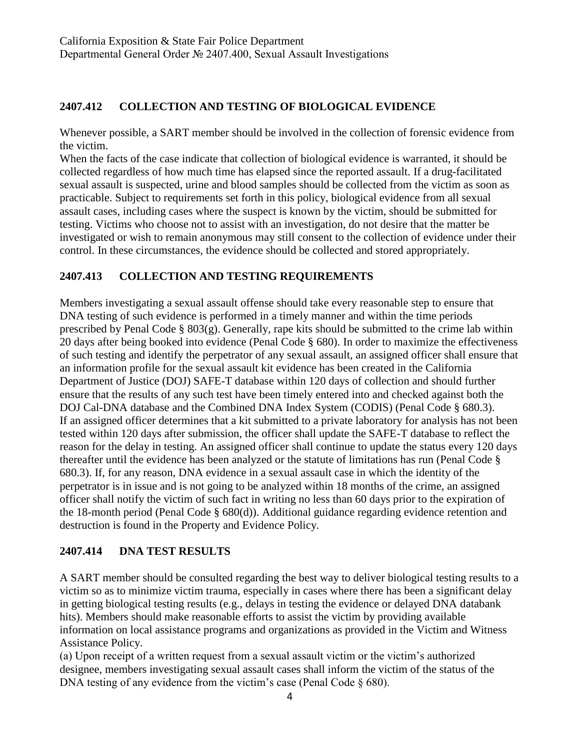## 2407.412 COLLECTION AND TESTING OF BIOLOGICAL EVIDENCE

Whenever possible, a SART member should be involved in the collection of forensic evidence from the victim.

When the facts of the case indicate that collection of biological evidence is warranted, it should be collected regardless of how much time has elapsed since the reported assault. If a drug-facilitated sexual assault is suspected, urine and blood samples should be collected from the victim as soon as practicable. Subject to requirements set forth in this policy, biological evidence from all sexual assault cases, including cases where the suspect is known by the victim, should be submitted for testing. Victims who choose not to assist with an investigation, do not desire that the matter be investigated or wish to remain anonymous may still consent to the collection of evidence under their control. In these circumstances, the evidence should be collected and stored appropriately.

## 2407.413 COLLECTION AND TESTING REQUIREMENTS

Members investigating a sexual assault offense should take every reasonable step to ensure that DNA testing of such evidence is performed in a timely manner and within the time periods prescribed by Penal Code § 803(g). Generally, rape kits should be submitted to the crime lab within 20 days after being booked into evidence (Penal Code § 680). In order to maximize the effectiveness of such testing and identify the perpetrator of any sexual assault, an assigned officer shall ensure that an information profile for the sexual assault kit evidence has been created in the California Department of Justice (DOJ) SAFE-T database within 120 days of collection and should further ensure that the results of any such test have been timely entered into and checked against both the DOJ Cal-DNA database and the Combined DNA Index System (CODIS) (Penal Code § 680.3).
If an assigned officer determines that a kit submitted to a private laboratory for analysis has not been tested within 120 days after submission, the officer shall update the SAFE-T database to reflect the reason for the delay in testing. An assigned officer shall continue to update the status every 120 days thereafter until the evidence has been analyzed or the statute of limitations has run (Penal Code § 680.3). If, for any reason, DNA evidence in a sexual assault case in which the identity of the perpetrator is in issue and is not going to be analyzed within 18 months of the crime, an assigned officer shall notify the victim of such fact in writing no less than 60 days prior to the expiration of the 18-month period (Penal Code § 680(d)). Additional guidance regarding evidence retention and destruction is found in the Property and Evidence Policy.

## 2407.414 DNA TEST RESULTS

A SART member should be consulted regarding the best way to deliver biological testing results to a victim so as to minimize victim trauma, especially in cases where there has been a significant delay in getting biological testing results (e.g., delays in testing the evidence or delayed DNA databank hits). Members should make reasonable efforts to assist the victim by providing available information on local assistance programs and organizations as provided in the Victim and Witness Assistance Policy.

(a) Upon receipt of a written request from a sexual assault victim or the victim's authorized designee, members investigating sexual assault cases shall inform the victim of the status of the DNA testing of any evidence from the victim's case (Penal Code § 680).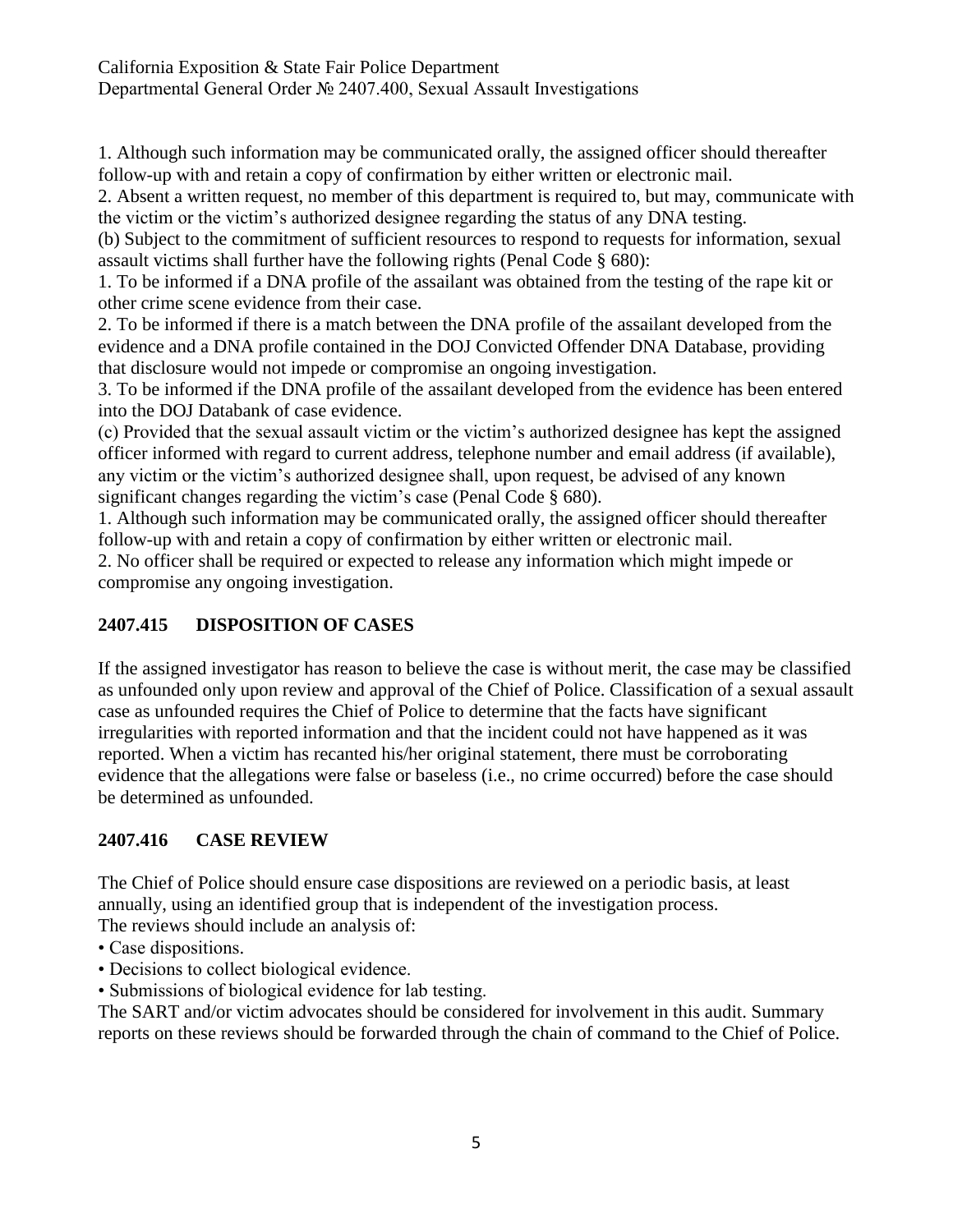1. Although such information may be communicated orally, the assigned officer should thereafter follow-up with and retain a copy of confirmation by either written or electronic mail.

2. Absent a written request, no member of this department is required to, but may, communicate with the victim or the victim's authorized designee regarding the status of any DNA testing.

(b) Subject to the commitment of sufficient resources to respond to requests for information, sexual assault victims shall further have the following rights (Penal Code § 680):

1. To be informed if a DNA profile of the assailant was obtained from the testing of the rape kit or other crime scene evidence from their case.

2. To be informed if there is a match between the DNA profile of the assailant developed from the evidence and a DNA profile contained in the DOJ Convicted Offender DNA Database, providing that disclosure would not impede or compromise an ongoing investigation.

3. To be informed if the DNA profile of the assailant developed from the evidence has been entered into the DOJ Databank of case evidence.

(c) Provided that the sexual assault victim or the victim's authorized designee has kept the assigned officer informed with regard to current address, telephone number and email address (if available), any victim or the victim's authorized designee shall, upon request, be advised of any known significant changes regarding the victim's case (Penal Code § 680).

1. Although such information may be communicated orally, the assigned officer should thereafter follow-up with and retain a copy of confirmation by either written or electronic mail.

2. No officer shall be required or expected to release any information which might impede or compromise any ongoing investigation.

## 2407.415 DISPOSITION OF CASES

If the assigned investigator has reason to believe the case is without merit, the case may be classified as unfounded only upon review and approval of the Chief of Police. Classification of a sexual assault case as unfounded requires the Chief of Police to determine that the facts have significant irregularities with reported information and that the incident could not have happened as it was reported. When a victim has recanted his/her original statement, there must be corroborating evidence that the allegations were false or baseless (i.e., no crime occurred) before the case should be determined as unfounded.

## 2407.416 CASE REVIEW

The Chief of Police should ensure case dispositions are reviewed on a periodic basis, at least annually, using an identified group that is independent of the investigation process.

The reviews should include an analysis of:

- Case dispositions.
- Decisions to collect biological evidence.
- Submissions of biological evidence for lab testing.

The SART and/or victim advocates should be considered for involvement in this audit. Summary reports on these reviews should be forwarded through the chain of command to the Chief of Police.